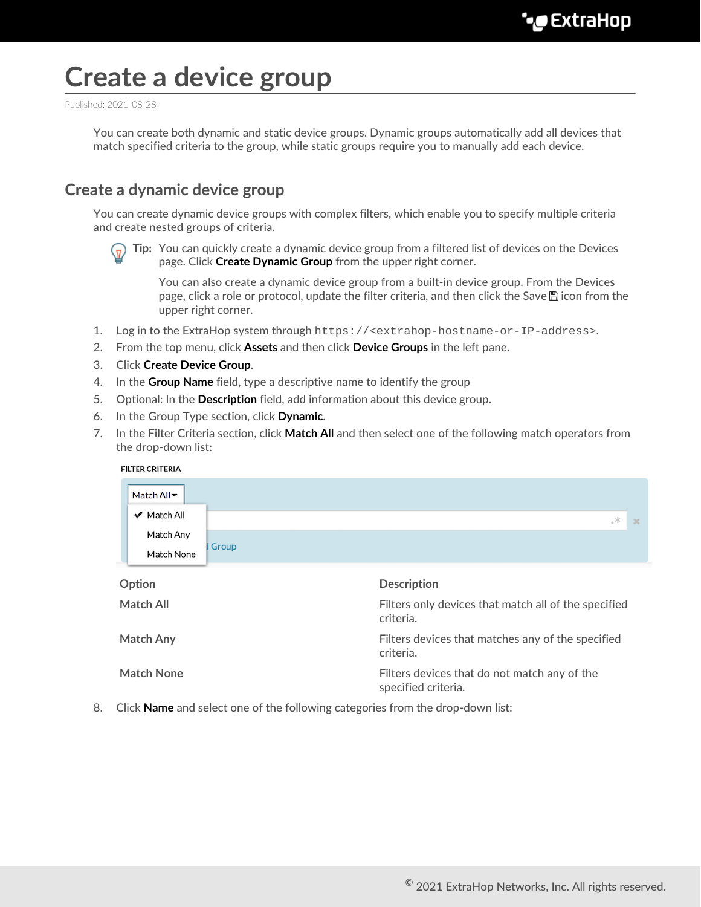# Create a device group

Published: 2021-08-28

You can create both dynamic and static device groups. Dynamic groups automatically add all devices that match specified criteria to the group, while static groups require you to manually add each device.

## Create a dynamic device group

You can create dynamic device groups with complex filters, which enable you to specify multiple criteria and create nested groups of criteria.

**Tip:** You can quickly create a dynamic device group from a filtered list of devices on the Devices page. Click **Create Dynamic Group** from the upper right corner.

You can also create a dynamic device group from a built-in device group. From the Devices page, click a role or protocol, update the filter criteria, and then click the Save icon from the upper right corner.

1. Log in to the ExtraHop system through `https://<extrahop-hostname-or-IP-address>`.
2. From the top menu, click **Assets** and then click **Device Groups** in the left pane.
3. Click **Create Device Group**.
4. In the **Group Name** field, type a descriptive name to identify the group
5. Optional: In the **Description** field, add information about this device group.
6. In the Group Type section, click **Dynamic**.
7. In the Filter Criteria section, click **Match All** and then select one of the following match operators from the drop-down list:

| Option | Description |
| --- | --- |
| **Match All** | Filters only devices that match all of the specified criteria. |
| **Match Any** | Filters devices that matches any of the specified criteria. |
| **Match None** | Filters devices that do not match any of the specified criteria. |

8. Click **Name** and select one of the following categories from the drop-down list: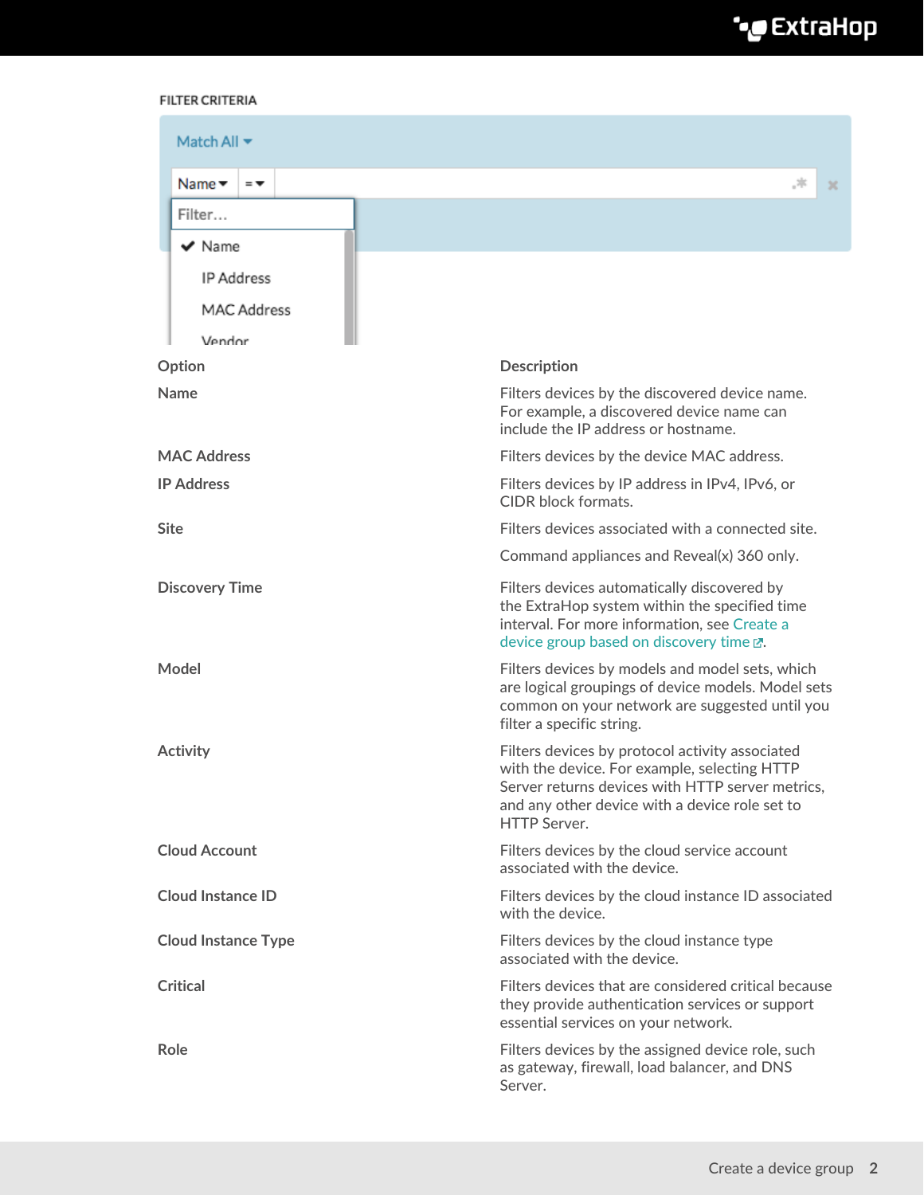| Option | Description |
| --- | --- |
| Name | Filters devices by the discovered device name. For example, a discovered device name can include the IP address or hostname. |
| MAC Address | Filters devices by the device MAC address. |
| IP Address | Filters devices by IP address in IPv4, IPv6, or CIDR block formats. |
| Site | Filters devices associated with a connected site.<br><br>Command appliances and Reveal(x) 360 only. |
| Discovery Time | Filters devices automatically discovered by the ExtraHop system within the specified time interval. For more information, see Create a device group based on discovery time. |
| Model | Filters devices by models and model sets, which are logical groupings of device models. Model sets common on your network are suggested until you filter a specific string. |
| Activity | Filters devices by protocol activity associated with the device. For example, selecting HTTP Server returns devices with HTTP server metrics, and any other device with a device role set to HTTP Server. |
| Cloud Account | Filters devices by the cloud service account associated with the device. |
| Cloud Instance ID | Filters devices by the cloud instance ID associated with the device. |
| Cloud Instance Type | Filters devices by the cloud instance type associated with the device. |
| Critical | Filters devices that are considered critical because they provide authentication services or support essential services on your network. |
| Role | Filters devices by the assigned device role, such as gateway, firewall, load balancer, and DNS Server. |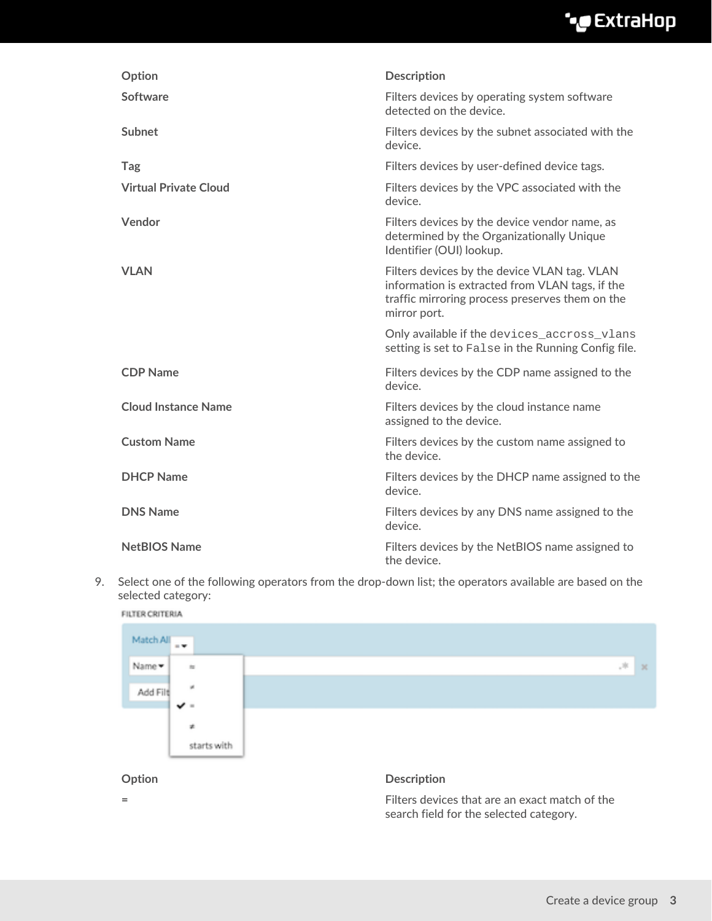| Option | Description |
| --- | --- |
| Software | Filters devices by operating system software detected on the device. |
| Subnet | Filters devices by the subnet associated with the device. |
| Tag | Filters devices by user-defined device tags. |
| Virtual Private Cloud | Filters devices by the VPC associated with the device. |
| Vendor | Filters devices by the device vendor name, as determined by the Organizationally Unique Identifier (OUI) lookup. |
| VLAN | Filters devices by the device VLAN tag. VLAN information is extracted from VLAN tags, if the traffic mirroring process preserves them on the mirror port.<br><br>Only available if the `devices_accross_vlans` setting is set to `False` in the Running Config file. |
| CDP Name | Filters devices by the CDP name assigned to the device. |
| Cloud Instance Name | Filters devices by the cloud instance name assigned to the device. |
| Custom Name | Filters devices by the custom name assigned to the device. |
| DHCP Name | Filters devices by the DHCP name assigned to the device. |
| DNS Name | Filters devices by any DNS name assigned to the device. |
| NetBIOS Name | Filters devices by the NetBIOS name assigned to the device. |

9. Select one of the following operators from the drop-down list; the operators available are based on the selected category:

| Option | Description |
| --- | --- |
| = | Filters devices that are an exact match of the search field for the selected category. |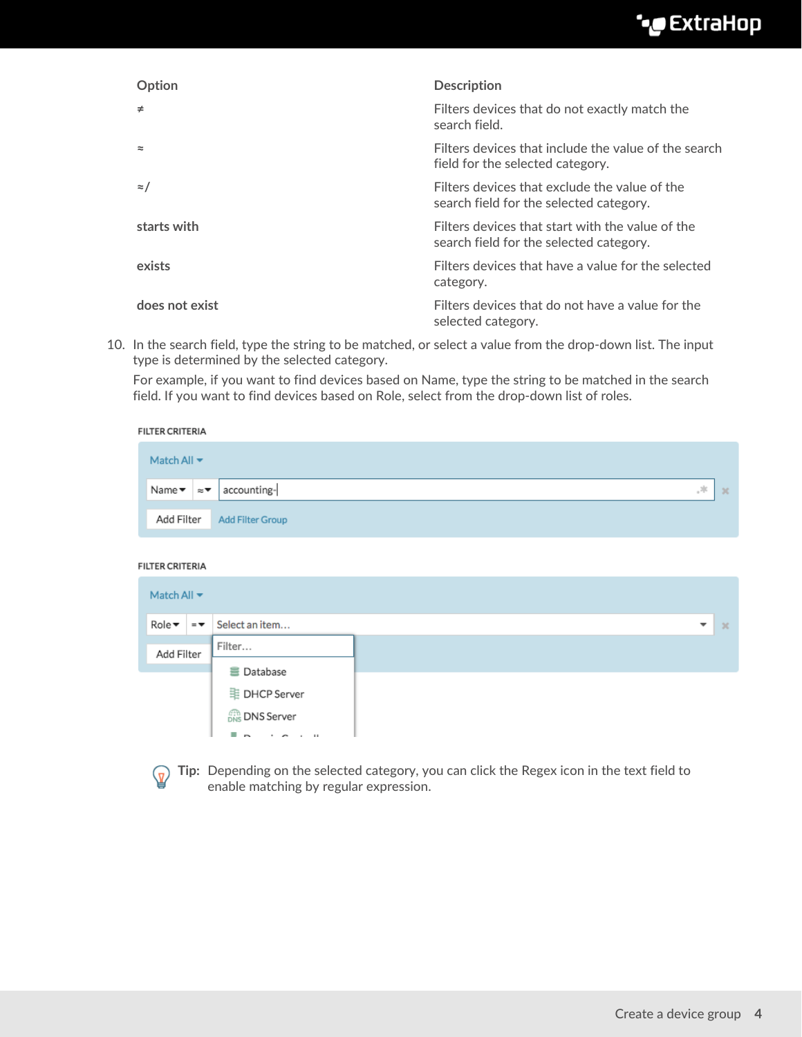| Option | Description |
| --- | --- |
| ≠ | Filters devices that do not exactly match the search field. |
| ≈ | Filters devices that include the value of the search field for the selected category. |
| ≈/ | Filters devices that exclude the value of the search field for the selected category. |
| **starts with** | Filters devices that start with the value of the search field for the selected category. |
| **exists** | Filters devices that have a value for the selected category. |
| **does not exist** | Filters devices that do not have a value for the selected category. |

10. In the search field, type the string to be matched, or select a value from the drop-down list. The input type is determined by the selected category.

    For example, if you want to find devices based on Name, type the string to be matched in the search field. If you want to find devices based on Role, select from the drop-down list of roles.

**Tip:** Depending on the selected category, you can click the Regex icon in the text field to enable matching by regular expression.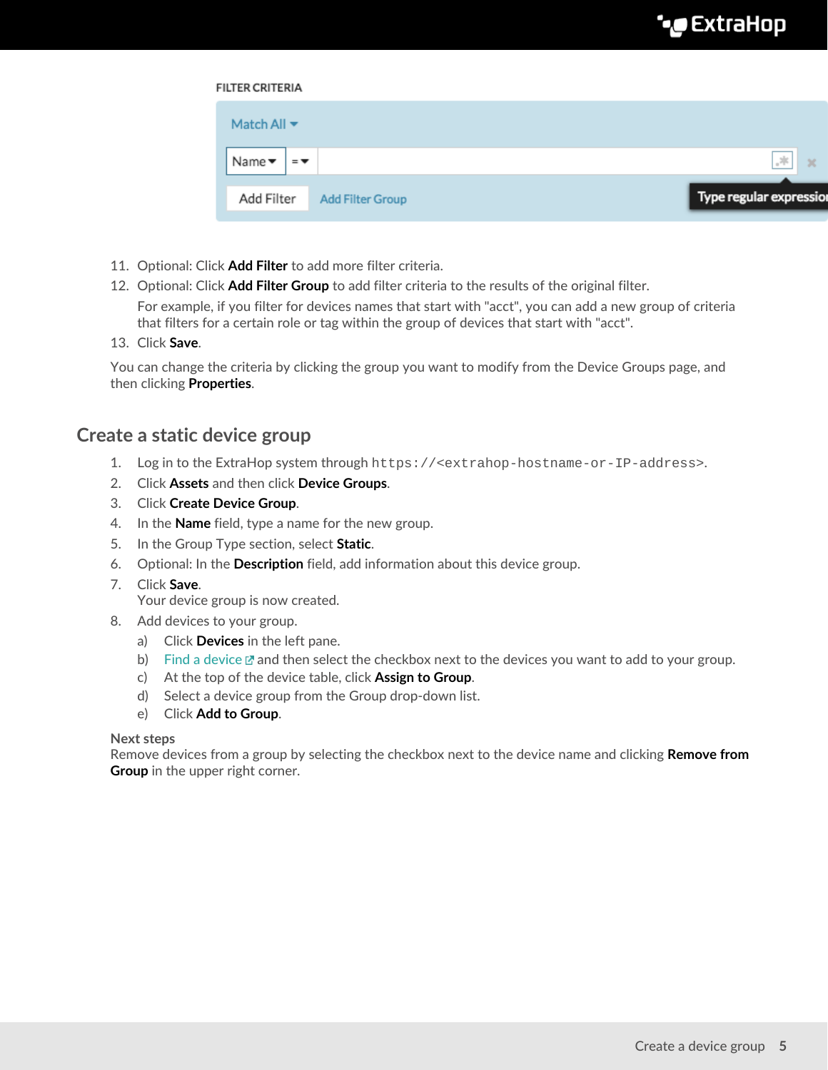FILTER CRITERIA

Match All

Name = 

Add Filter Add Filter Group

Type regular expressio

11. Optional: Click **Add Filter** to add more filter criteria.
12. Optional: Click **Add Filter Group** to add filter criteria to the results of the original filter.

    For example, if you filter for devices names that start with "acct", you can add a new group of criteria that filters for a certain role or tag within the group of devices that start with "acct".
13. Click **Save**.

You can change the criteria by clicking the group you want to modify from the Device Groups page, and then clicking **Properties**.

## Create a static device group

1. Log in to the ExtraHop system through `https://<extrahop-hostname-or-IP-address>`.
2. Click **Assets** and then click **Device Groups**.
3. Click **Create Device Group**.
4. In the **Name** field, type a name for the new group.
5. In the Group Type section, select **Static**.
6. Optional: In the **Description** field, add information about this device group.
7. Click **Save**.

   Your device group is now created.
8. Add devices to your group.
   a) Click **Devices** in the left pane.
   b) Find a device and then select the checkbox next to the devices you want to add to your group.
   c) At the top of the device table, click **Assign to Group**.
   d) Select a device group from the Group drop-down list.
   e) Click **Add to Group**.

**Next steps**

Remove devices from a group by selecting the checkbox next to the device name and clicking **Remove from Group** in the upper right corner.